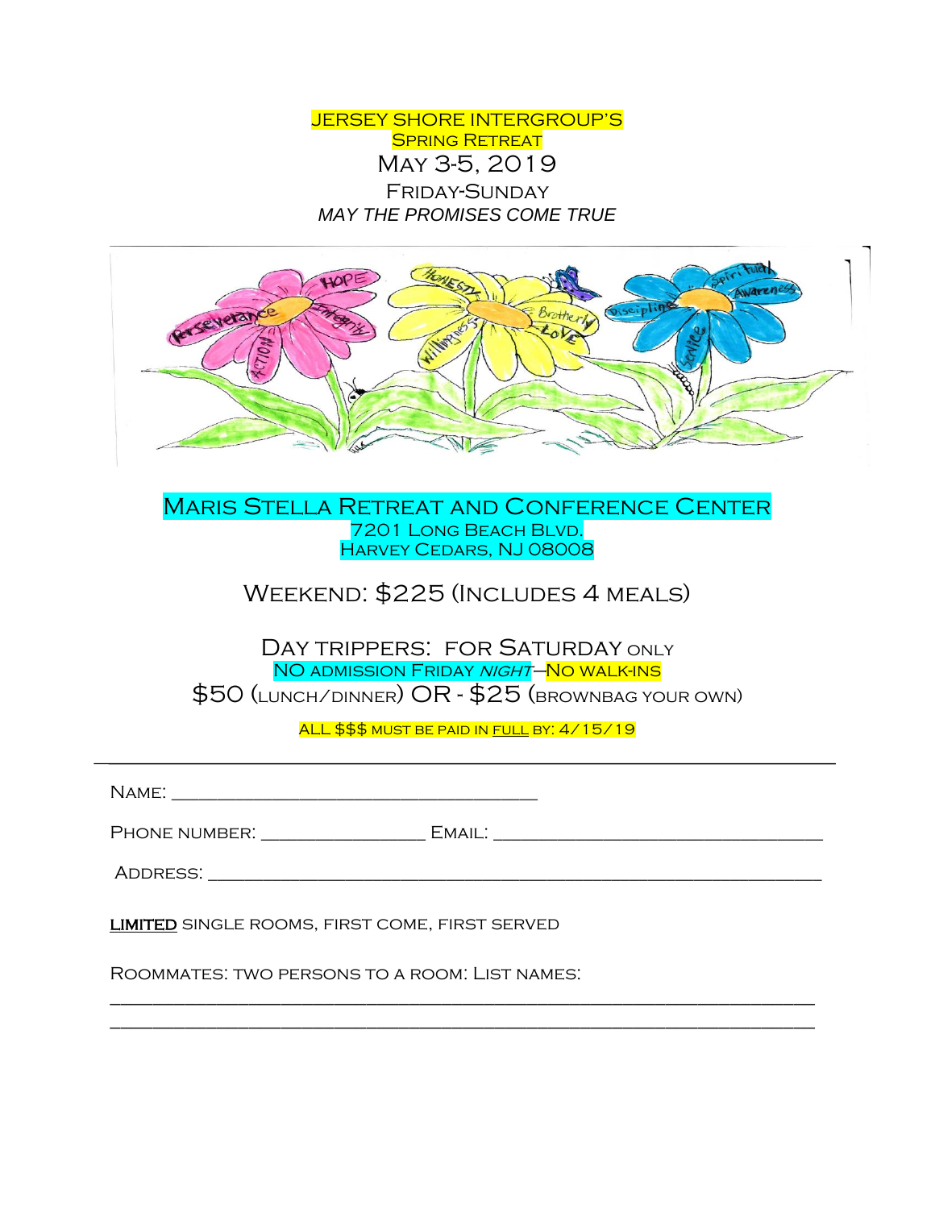# Jersey Shore Intergroup's Spring Retreat

## May 3-5, 2019

Friday-Sunday

*MAY THE PROMISES COME TRUE*

## Maris Stella Retreat and Conference Center

7201 Long Beach Blvd.
Harvey Cedars, NJ 08008

### Weekend: $225 (Includes 4 meals)

### Day trippers: for Saturday only

NO admission Friday *night*—No walk-ins

$50 (lunch/dinner) OR - $25 (brownbag your own)

ALL $$$ must be paid in <u>full</u> by: 4/15/19

---

Name: ________________________________________

Phone number: __________________ Email: ____________________________________

Address: ____________________________________________________________________

**<u>LIMITED</u>** single rooms, first come, first served

Roommates: two persons to a room: List names:

______________________________________________________________________________

______________________________________________________________________________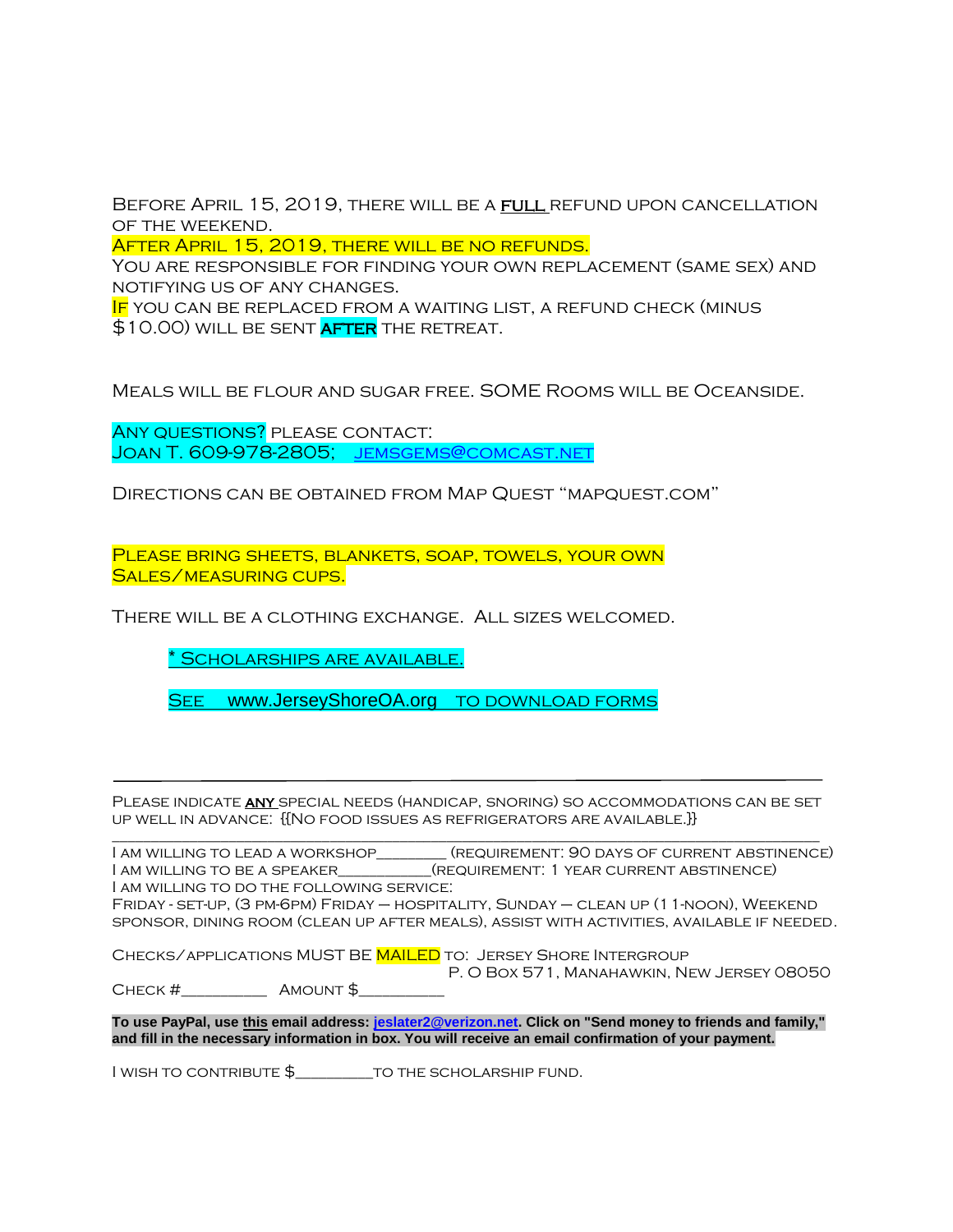Before April 15, 2019, there will be a **full** refund upon cancellation of the weekend.
After April 15, 2019, there will be no refunds.
You are responsible for finding your own replacement (same sex) and notifying us of any changes.
If you can be replaced from a waiting list, a refund check (minus $10.00) will be sent **after** the retreat.

Meals will be flour and sugar free. SOME Rooms will be Oceanside.

Any questions? Please contact:
Joan T. 609-978-2805; jemsgems@comcast.net

Directions can be obtained from Map Quest "mapquest.com"

Please bring sheets, blankets, soap, towels, your own sales/measuring cups.

There will be a clothing exchange. All sizes welcomed.

* Scholarships are available.

See www.JerseyShoreOA.org to download forms

---

Please indicate **any** special needs (handicap, snoring) so accommodations can be set up well in advance: {{No food issues as refrigerators are available.}}

---

I am willing to lead a workshop________ (requirement: 90 days of current abstinence)
I am willing to be a speaker__________(requirement: 1 year current abstinence)
I am willing to do the following service:
Friday - set-up, (3 pm-6pm) Friday – hospitality, Sunday – clean up (11-noon), Weekend sponsor, dining room (clean up after meals), assist with activities, available if needed.

Checks/applications MUST be MAILED to: Jersey Shore Intergroup
P. O Box 571, Manahawkin, New Jersey 08050

Check #__________ Amount $__________

**To use PayPal, use this email address: jeslater2@verizon.net. Click on "Send money to friends and family," and fill in the necessary information in box. You will receive an email confirmation of your payment.**

I wish to contribute $_________to the scholarship fund.